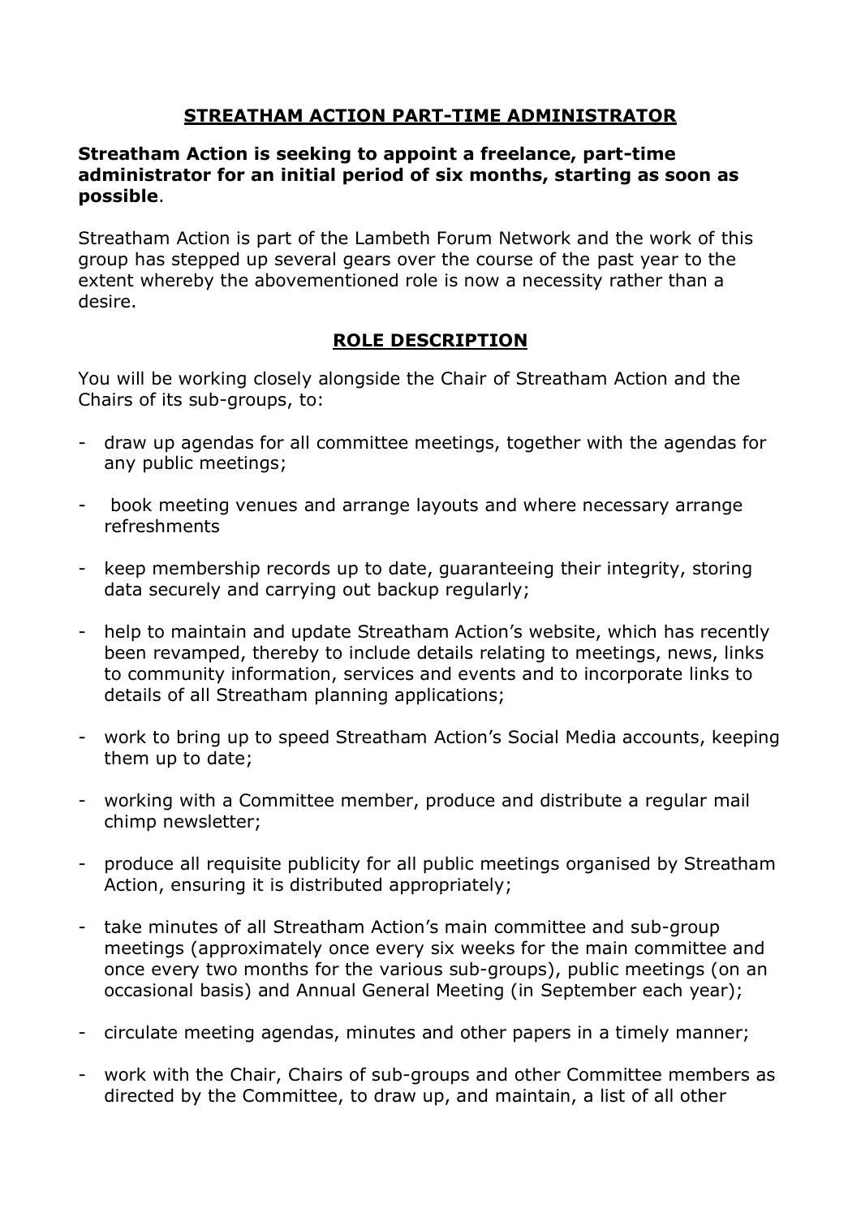# STREATHAM ACTION PART-TIME ADMINISTRATOR

**Streatham Action is seeking to appoint a freelance, part-time administrator for an initial period of six months, starting as soon as possible**.

Streatham Action is part of the Lambeth Forum Network and the work of this group has stepped up several gears over the course of the past year to the extent whereby the abovementioned role is now a necessity rather than a desire.

## ROLE DESCRIPTION

You will be working closely alongside the Chair of Streatham Action and the Chairs of its sub-groups, to:

- draw up agendas for all committee meetings, together with the agendas for any public meetings;
- book meeting venues and arrange layouts and where necessary arrange refreshments
- keep membership records up to date, guaranteeing their integrity, storing data securely and carrying out backup regularly;
- help to maintain and update Streatham Action's website, which has recently been revamped, thereby to include details relating to meetings, news, links to community information, services and events and to incorporate links to details of all Streatham planning applications;
- work to bring up to speed Streatham Action's Social Media accounts, keeping them up to date;
- working with a Committee member, produce and distribute a regular mail chimp newsletter;
- produce all requisite publicity for all public meetings organised by Streatham Action, ensuring it is distributed appropriately;
- take minutes of all Streatham Action's main committee and sub-group meetings (approximately once every six weeks for the main committee and once every two months for the various sub-groups), public meetings (on an occasional basis) and Annual General Meeting (in September each year);
- circulate meeting agendas, minutes and other papers in a timely manner;
- work with the Chair, Chairs of sub-groups and other Committee members as directed by the Committee, to draw up, and maintain, a list of all other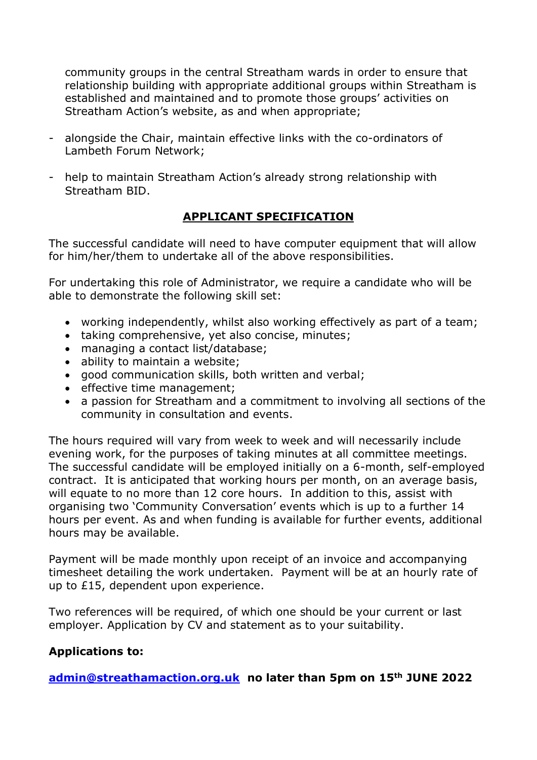community groups in the central Streatham wards in order to ensure that relationship building with appropriate additional groups within Streatham is established and maintained and to promote those groups' activities on Streatham Action's website, as and when appropriate;

- alongside the Chair, maintain effective links with the co-ordinators of Lambeth Forum Network;

- help to maintain Streatham Action's already strong relationship with Streatham BID.

## APPLICANT SPECIFICATION

The successful candidate will need to have computer equipment that will allow for him/her/them to undertake all of the above responsibilities.

For undertaking this role of Administrator, we require a candidate who will be able to demonstrate the following skill set:

- working independently, whilst also working effectively as part of a team;
- taking comprehensive, yet also concise, minutes;
- managing a contact list/database;
- ability to maintain a website;
- good communication skills, both written and verbal;
- effective time management;
- a passion for Streatham and a commitment to involving all sections of the community in consultation and events.

The hours required will vary from week to week and will necessarily include evening work, for the purposes of taking minutes at all committee meetings. The successful candidate will be employed initially on a 6-month, self-employed contract. It is anticipated that working hours per month, on an average basis, will equate to no more than 12 core hours. In addition to this, assist with organising two 'Community Conversation' events which is up to a further 14 hours per event. As and when funding is available for further events, additional hours may be available.

Payment will be made monthly upon receipt of an invoice and accompanying timesheet detailing the work undertaken. Payment will be at an hourly rate of up to £15, dependent upon experience.

Two references will be required, of which one should be your current or last employer. Application by CV and statement as to your suitability.

**Applications to:**

**admin@streathamaction.org.uk no later than 5pm on 15th JUNE 2022**